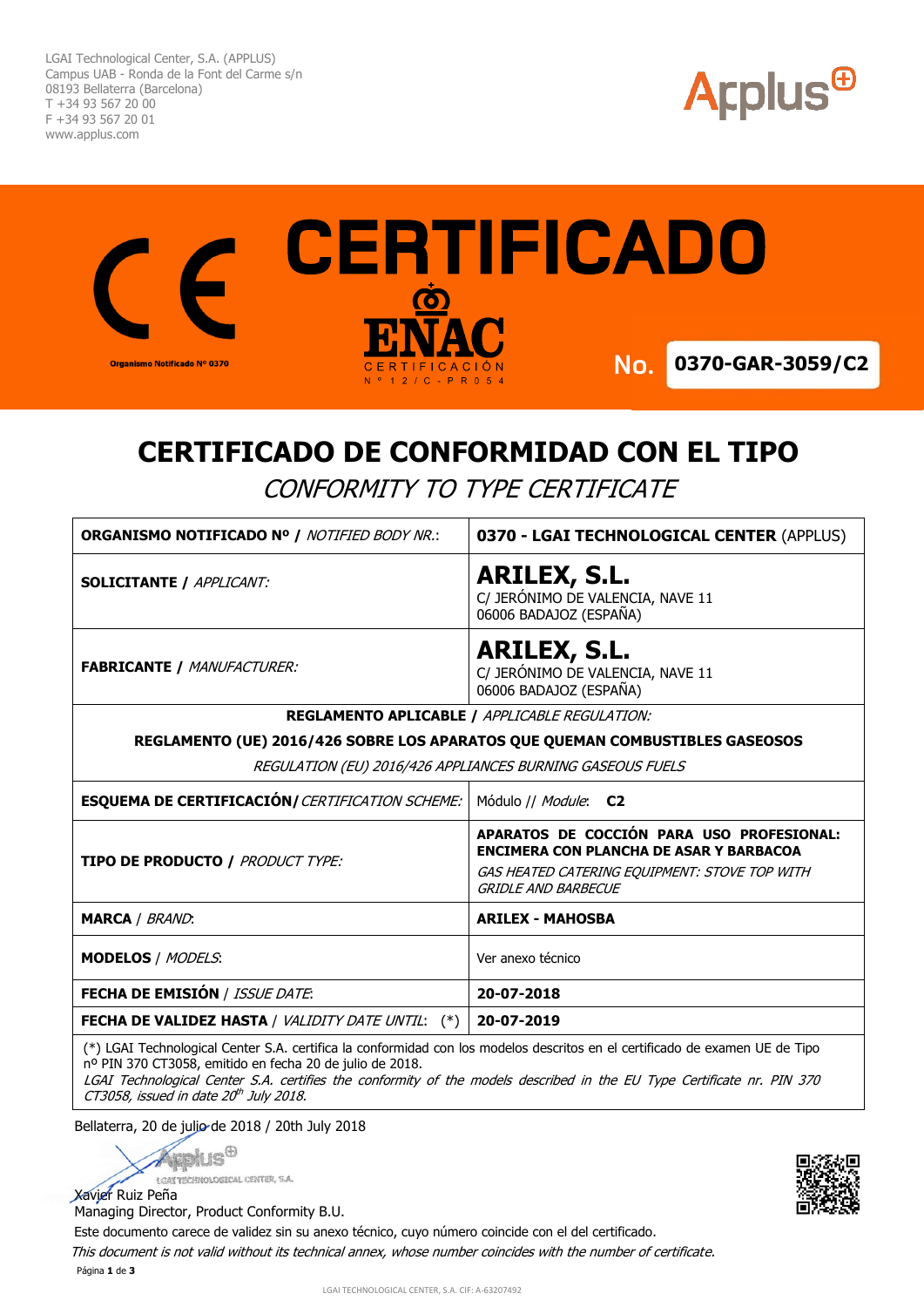LGAI Technological Center, S.A. (APPLUS)
Campus UAB - Ronda de la Font del Carme s/n
08193 Bellaterra (Barcelona)
T +34 93 567 20 00
F +34 93 567 20 01
www.applus.com

Organismo Notificado Nº 0370

# CERTIFICADO

ENAC CERTIFICACIÓN Nº 12/C-PR054

**No. 0370-GAR-3059/C2**

## CERTIFICADO DE CONFORMIDAD CON EL TIPO

*CONFORMITY TO TYPE CERTIFICATE*

| | |
|---|---|
| **ORGANISMO NOTIFICADO Nº /** *NOTIFIED BODY NR.*: | **0370 - LGAI TECHNOLOGICAL CENTER** (APPLUS) |
| **SOLICITANTE /** *APPLICANT:* | **ARILEX, S.L.**<br>C/ JERÓNIMO DE VALENCIA, NAVE 11<br>06006 BADAJOZ (ESPAÑA) |
| **FABRICANTE /** *MANUFACTURER:* | **ARILEX, S.L.**<br>C/ JERÓNIMO DE VALENCIA, NAVE 11<br>06006 BADAJOZ (ESPAÑA) |
| **REGLAMENTO APLICABLE /** *APPLICABLE REGULATION:*<br>**REGLAMENTO (UE) 2016/426 SOBRE LOS APARATOS QUE QUEMAN COMBUSTIBLES GASEOSOS**<br>*REGULATION (EU) 2016/426 APPLIANCES BURNING GASEOUS FUELS* | |
| **ESQUEMA DE CERTIFICACIÓN/** *CERTIFICATION SCHEME:* | Módulo // *Module*: **C2** |
| **TIPO DE PRODUCTO /** *PRODUCT TYPE:* | **APARATOS DE COCCIÓN PARA USO PROFESIONAL: ENCIMERA CON PLANCHA DE ASAR Y BARBACOA**<br>*GAS HEATED CATERING EQUIPMENT: STOVE TOP WITH GRIDLE AND BARBECUE* |
| **MARCA** / *BRAND*: | **ARILEX - MAHOSBA** |
| **MODELOS** / *MODELS*: | Ver anexo técnico |
| **FECHA DE EMISIÓN** / *ISSUE DATE*: | **20-07-2018** |
| **FECHA DE VALIDEZ HASTA** / *VALIDITY DATE UNTIL*: (*) | **20-07-2019** |

(*) LGAI Technological Center S.A. certifica la conformidad con los modelos descritos en el certificado de examen UE de Tipo nº PIN 370 CT3058, emitido en fecha 20 de julio de 2018.
*LGAI Technological Center S.A. certifies the conformity of the models described in the EU Type Certificate nr. PIN 370 CT3058, issued in date 20th July 2018.*

Bellaterra, 20 de julio de 2018 / 20th July 2018

Xavier Ruiz Peña
Managing Director, Product Conformity B.U.

Este documento carece de validez sin su anexo técnico, cuyo número coincide con el del certificado.
*This document is not valid without its technical annex, whose number coincides with the number of certificate.*

LGAI TECHNOLOGICAL CENTER, S.A. CIF: A-63207492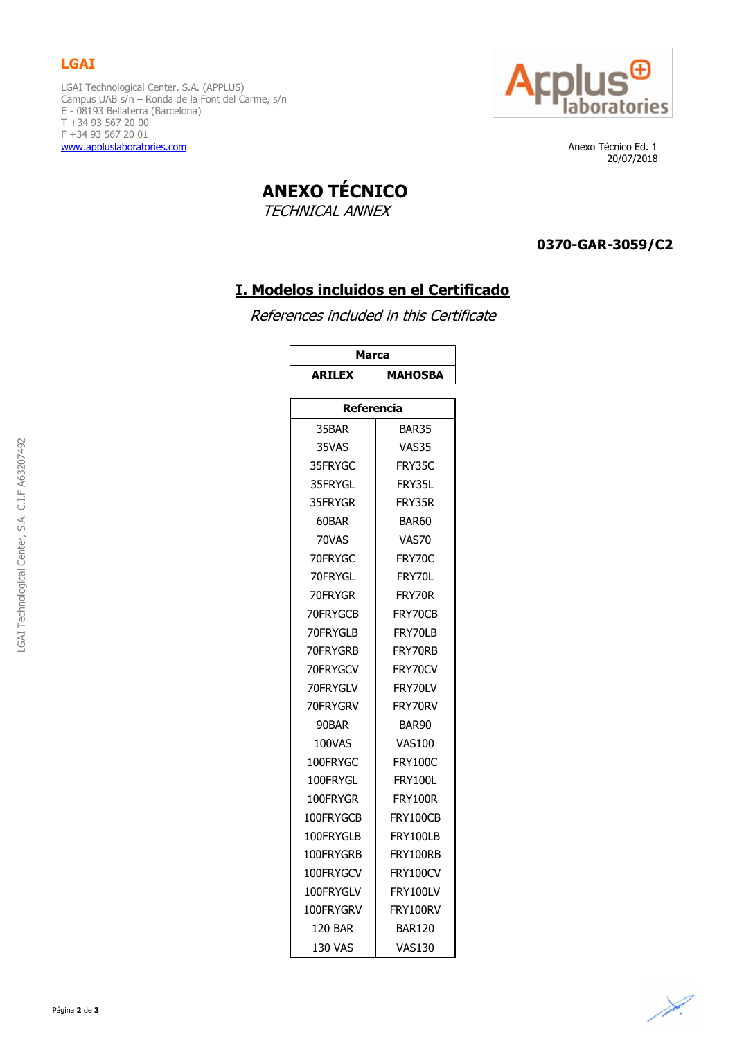**LGAI**

LGAI Technological Center, S.A. (APPLUS)
Campus UAB s/n – Ronda de la Font del Carme, s/n
E - 08193 Bellaterra (Barcelona)
T +34 93 567 20 00
F +34 93 567 20 01
www.appluslaboratories.com

Anexo Técnico Ed. 1
20/07/2018

# ANEXO TÉCNICO

*TECHNICAL ANNEX*

**0370-GAR-3059/C2**

## I. Modelos incluidos en el Certificado

*References included in this Certificate*

| Marca | |
|---|---|
| **ARILEX** | **MAHOSBA** |

| Referencia | |
|---|---|
| 35BAR | BAR35 |
| 35VAS | VAS35 |
| 35FRYGC | FRY35C |
| 35FRYGL | FRY35L |
| 35FRYGR | FRY35R |
| 60BAR | BAR60 |
| 70VAS | VAS70 |
| 70FRYGC | FRY70C |
| 70FRYGL | FRY70L |
| 70FRYGR | FRY70R |
| 70FRYGCB | FRY70CB |
| 70FRYGLB | FRY70LB |
| 70FRYGRB | FRY70RB |
| 70FRYGCV | FRY70CV |
| 70FRYGLV | FRY70LV |
| 70FRYGRV | FRY70RV |
| 90BAR | BAR90 |
| 100VAS | VAS100 |
| 100FRYGC | FRY100C |
| 100FRYGL | FRY100L |
| 100FRYGR | FRY100R |
| 100FRYGCB | FRY100CB |
| 100FRYGLB | FRY100LB |
| 100FRYGRB | FRY100RB |
| 100FRYGCV | FRY100CV |
| 100FRYGLV | FRY100LV |
| 100FRYGRV | FRY100RV |
| 120 BAR | BAR120 |
| 130 VAS | VAS130 |

LGAI Technological Center, S.A. C.I.F A63207492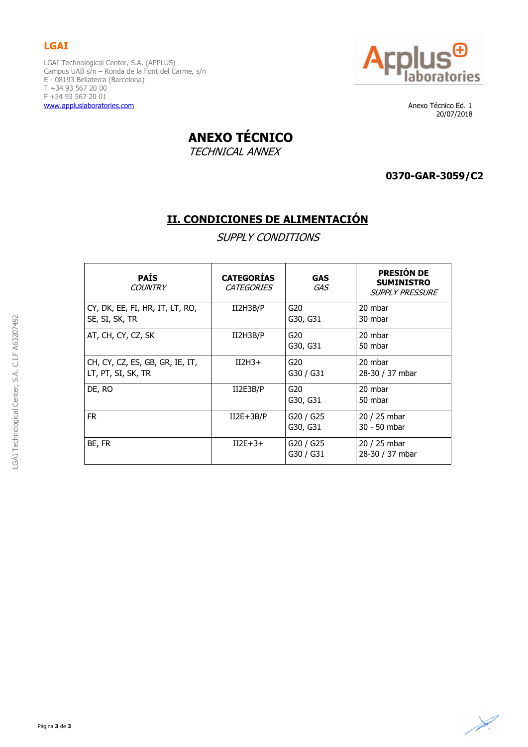**LGAI**

LGAI Technological Center, S.A. (APPLUS)
Campus UAB s/n – Ronda de la Font del Carme, s/n
E - 08193 Bellaterra (Barcelona)
T +34 93 567 20 00
F +34 93 567 20 01
www.appluslaboratories.com

Anexo Técnico Ed. 1
20/07/2018

# ANEXO TÉCNICO

*TECHNICAL ANNEX*

**0370-GAR-3059/C2**

## II. CONDICIONES DE ALIMENTACIÓN

*SUPPLY CONDITIONS*

| **PAÍS** *COUNTRY* | **CATEGORÍAS** *CATEGORIES* | **GAS** *GAS* | **PRESIÓN DE SUMINISTRO** *SUPPLY PRESSURE* |
|---|---|---|---|
| CY, DK, EE, FI, HR, IT, LT, RO, SE, SI, SK, TR | II2H3B/P | G20<br>G30, G31 | 20 mbar<br>30 mbar |
| AT, CH, CY, CZ, SK | II2H3B/P | G20<br>G30, G31 | 20 mbar<br>50 mbar |
| CH, CY, CZ, ES, GB, GR, IE, IT, LT, PT, SI, SK, TR | II2H3+ | G20<br>G30 / G31 | 20 mbar<br>28-30 / 37 mbar |
| DE, RO | II2E3B/P | G20<br>G30, G31 | 20 mbar<br>50 mbar |
| FR | II2E+3B/P | G20 / G25<br>G30, G31 | 20 / 25 mbar<br>30 - 50 mbar |
| BE, FR | II2E+3+ | G20 / G25<br>G30 / G31 | 20 / 25 mbar<br>28-30 / 37 mbar |